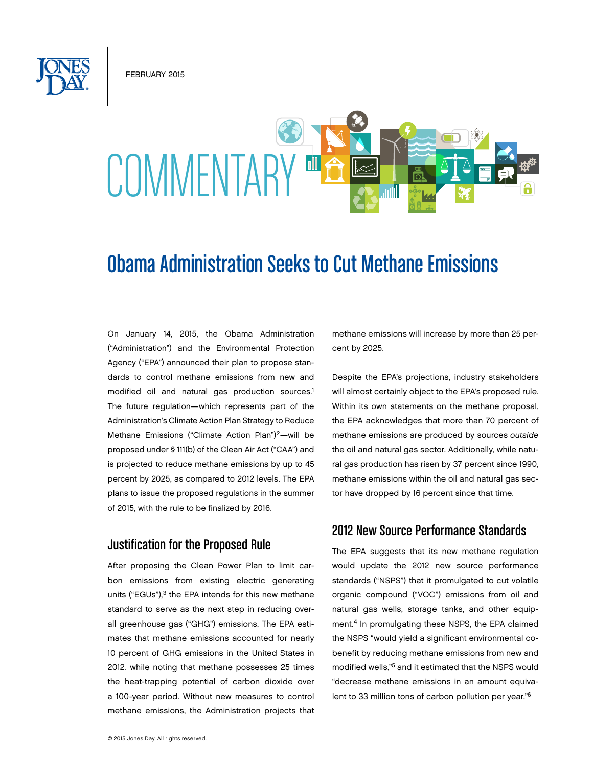FEBRUARY 2015

COMMENTARY

# Obama Administration Seeks to Cut Methane Emissions

On January 14, 2015, the Obama Administration ("Administration") and the Environmental Protection Agency ("EPA") announced their plan to propose standards to control methane emissions from new and modified oil and natural gas production sources.[1] The future regulation—which represents part of the Administration's Climate Action Plan Strategy to Reduce Methane Emissions ("Climate Action Plan")[2]—will be proposed under § 111(b) of the Clean Air Act ("CAA") and is projected to reduce methane emissions by up to 45 percent by 2025, as compared to 2012 levels. The EPA plans to issue the proposed regulations in the summer of 2015, with the rule to be finalized by 2016.

## Justification for the Proposed Rule

After proposing the Clean Power Plan to limit carbon emissions from existing electric generating units ("EGUs"),[3] the EPA intends for this new methane standard to serve as the next step in reducing overall greenhouse gas ("GHG") emissions. The EPA estimates that methane emissions accounted for nearly 10 percent of GHG emissions in the United States in 2012, while noting that methane possesses 25 times the heat-trapping potential of carbon dioxide over a 100-year period. Without new measures to control methane emissions, the Administration projects that methane emissions will increase by more than 25 percent by 2025.

Despite the EPA's projections, industry stakeholders will almost certainly object to the EPA's proposed rule. Within its own statements on the methane proposal, the EPA acknowledges that more than 70 percent of methane emissions are produced by sources *outside* the oil and natural gas sector. Additionally, while natural gas production has risen by 37 percent since 1990, methane emissions within the oil and natural gas sector have dropped by 16 percent since that time.

## 2012 New Source Performance Standards

The EPA suggests that its new methane regulation would update the 2012 new source performance standards ("NSPS") that it promulgated to cut volatile organic compound ("VOC") emissions from oil and natural gas wells, storage tanks, and other equipment.[4] In promulgating these NSPS, the EPA claimed the NSPS "would yield a significant environmental co-benefit by reducing methane emissions from new and modified wells,"[5] and it estimated that the NSPS would "decrease methane emissions in an amount equivalent to 33 million tons of carbon pollution per year."[6]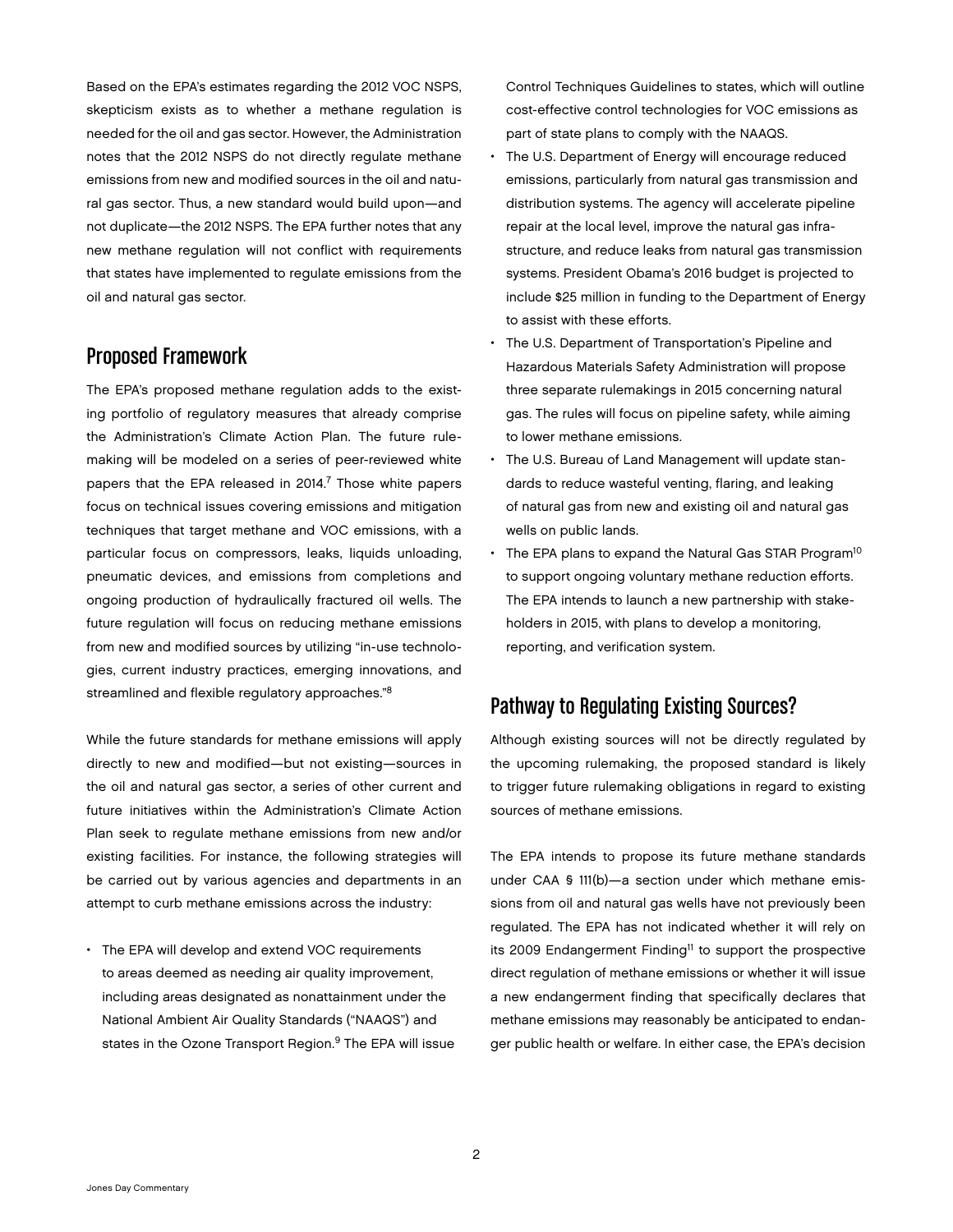Based on the EPA's estimates regarding the 2012 VOC NSPS, skepticism exists as to whether a methane regulation is needed for the oil and gas sector. However, the Administration notes that the 2012 NSPS do not directly regulate methane emissions from new and modified sources in the oil and natural gas sector. Thus, a new standard would build upon—and not duplicate—the 2012 NSPS. The EPA further notes that any new methane regulation will not conflict with requirements that states have implemented to regulate emissions from the oil and natural gas sector.

## Proposed Framework

The EPA's proposed methane regulation adds to the existing portfolio of regulatory measures that already comprise the Administration's Climate Action Plan. The future rulemaking will be modeled on a series of peer-reviewed white papers that the EPA released in 2014.[7] Those white papers focus on technical issues covering emissions and mitigation techniques that target methane and VOC emissions, with a particular focus on compressors, leaks, liquids unloading, pneumatic devices, and emissions from completions and ongoing production of hydraulically fractured oil wells. The future regulation will focus on reducing methane emissions from new and modified sources by utilizing "in-use technologies, current industry practices, emerging innovations, and streamlined and flexible regulatory approaches."[8]

While the future standards for methane emissions will apply directly to new and modified—but not existing—sources in the oil and natural gas sector, a series of other current and future initiatives within the Administration's Climate Action Plan seek to regulate methane emissions from new and/or existing facilities. For instance, the following strategies will be carried out by various agencies and departments in an attempt to curb methane emissions across the industry:

- The EPA will develop and extend VOC requirements to areas deemed as needing air quality improvement, including areas designated as nonattainment under the National Ambient Air Quality Standards ("NAAQS") and states in the Ozone Transport Region.[9] The EPA will issue Control Techniques Guidelines to states, which will outline cost-effective control technologies for VOC emissions as part of state plans to comply with the NAAQS.
- The U.S. Department of Energy will encourage reduced emissions, particularly from natural gas transmission and distribution systems. The agency will accelerate pipeline repair at the local level, improve the natural gas infrastructure, and reduce leaks from natural gas transmission systems. President Obama's 2016 budget is projected to include $25 million in funding to the Department of Energy to assist with these efforts.
- The U.S. Department of Transportation's Pipeline and Hazardous Materials Safety Administration will propose three separate rulemakings in 2015 concerning natural gas. The rules will focus on pipeline safety, while aiming to lower methane emissions.
- The U.S. Bureau of Land Management will update standards to reduce wasteful venting, flaring, and leaking of natural gas from new and existing oil and natural gas wells on public lands.
- The EPA plans to expand the Natural Gas STAR Program[10] to support ongoing voluntary methane reduction efforts. The EPA intends to launch a new partnership with stakeholders in 2015, with plans to develop a monitoring, reporting, and verification system.

## Pathway to Regulating Existing Sources?

Although existing sources will not be directly regulated by the upcoming rulemaking, the proposed standard is likely to trigger future rulemaking obligations in regard to existing sources of methane emissions.

The EPA intends to propose its future methane standards under CAA § 111(b)—a section under which methane emissions from oil and natural gas wells have not previously been regulated. The EPA has not indicated whether it will rely on its 2009 Endangerment Finding[11] to support the prospective direct regulation of methane emissions or whether it will issue a new endangerment finding that specifically declares that methane emissions may reasonably be anticipated to endanger public health or welfare. In either case, the EPA's decision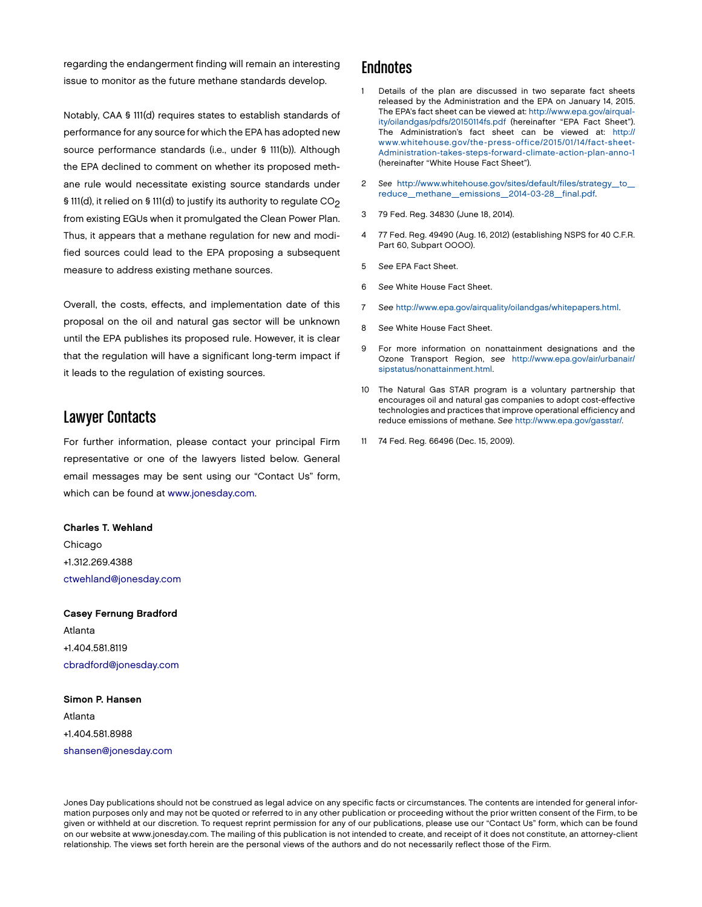regarding the endangerment finding will remain an interesting issue to monitor as the future methane standards develop.

Notably, CAA § 111(d) requires states to establish standards of performance for any source for which the EPA has adopted new source performance standards (i.e., under § 111(b)). Although the EPA declined to comment on whether its proposed methane rule would necessitate existing source standards under § 111(d), it relied on § 111(d) to justify its authority to regulate $CO_2$ from existing EGUs when it promulgated the Clean Power Plan. Thus, it appears that a methane regulation for new and modified sources could lead to the EPA proposing a subsequent measure to address existing methane sources.

Overall, the costs, effects, and implementation date of this proposal on the oil and natural gas sector will be unknown until the EPA publishes its proposed rule. However, it is clear that the regulation will have a significant long-term impact if it leads to the regulation of existing sources.

## Lawyer Contacts

For further information, please contact your principal Firm representative or one of the lawyers listed below. General email messages may be sent using our "Contact Us" form, which can be found at www.jonesday.com.

**Charles T. Wehland**
Chicago
+1.312.269.4388
ctwehland@jonesday.com

**Casey Fernung Bradford**
Atlanta
+1.404.581.8119
cbradford@jonesday.com

**Simon P. Hansen**
Atlanta
+1.404.581.8988
shansen@jonesday.com

## Endnotes

1. Details of the plan are discussed in two separate fact sheets released by the Administration and the EPA on January 14, 2015. The EPA's fact sheet can be viewed at: http://www.epa.gov/airquality/oilandgas/pdfs/20150114fs.pdf (hereinafter "EPA Fact Sheet"). The Administration's fact sheet can be viewed at: http://www.whitehouse.gov/the-press-office/2015/01/14/fact-sheet-Administration-takes-steps-forward-climate-action-plan-anno-1 (hereinafter "White House Fact Sheet").
2. *See* http://www.whitehouse.gov/sites/default/files/strategy__to__reduce__methane__emissions__2014-03-28__final.pdf.
3. 79 Fed. Reg. 34830 (June 18, 2014).
4. 77 Fed. Reg. 49490 (Aug. 16, 2012) (establishing NSPS for 40 C.F.R. Part 60, Subpart OOOO).
5. *See* EPA Fact Sheet.
6. *See* White House Fact Sheet.
7. *See* http://www.epa.gov/airquality/oilandgas/whitepapers.html.
8. *See* White House Fact Sheet.
9. For more information on nonattainment designations and the Ozone Transport Region, *see* http://www.epa.gov/air/urbanair/sipstatus/nonattainment.html.
10. The Natural Gas STAR program is a voluntary partnership that encourages oil and natural gas companies to adopt cost-effective technologies and practices that improve operational efficiency and reduce emissions of methane. *See* http://www.epa.gov/gasstar/.
11. 74 Fed. Reg. 66496 (Dec. 15, 2009).

Jones Day publications should not be construed as legal advice on any specific facts or circumstances. The contents are intended for general information purposes only and may not be quoted or referred to in any other publication or proceeding without the prior written consent of the Firm, to be given or withheld at our discretion. To request reprint permission for any of our publications, please use our "Contact Us" form, which can be found on our website at www.jonesday.com. The mailing of this publication is not intended to create, and receipt of it does not constitute, an attorney-client relationship. The views set forth herein are the personal views of the authors and do not necessarily reflect those of the Firm.